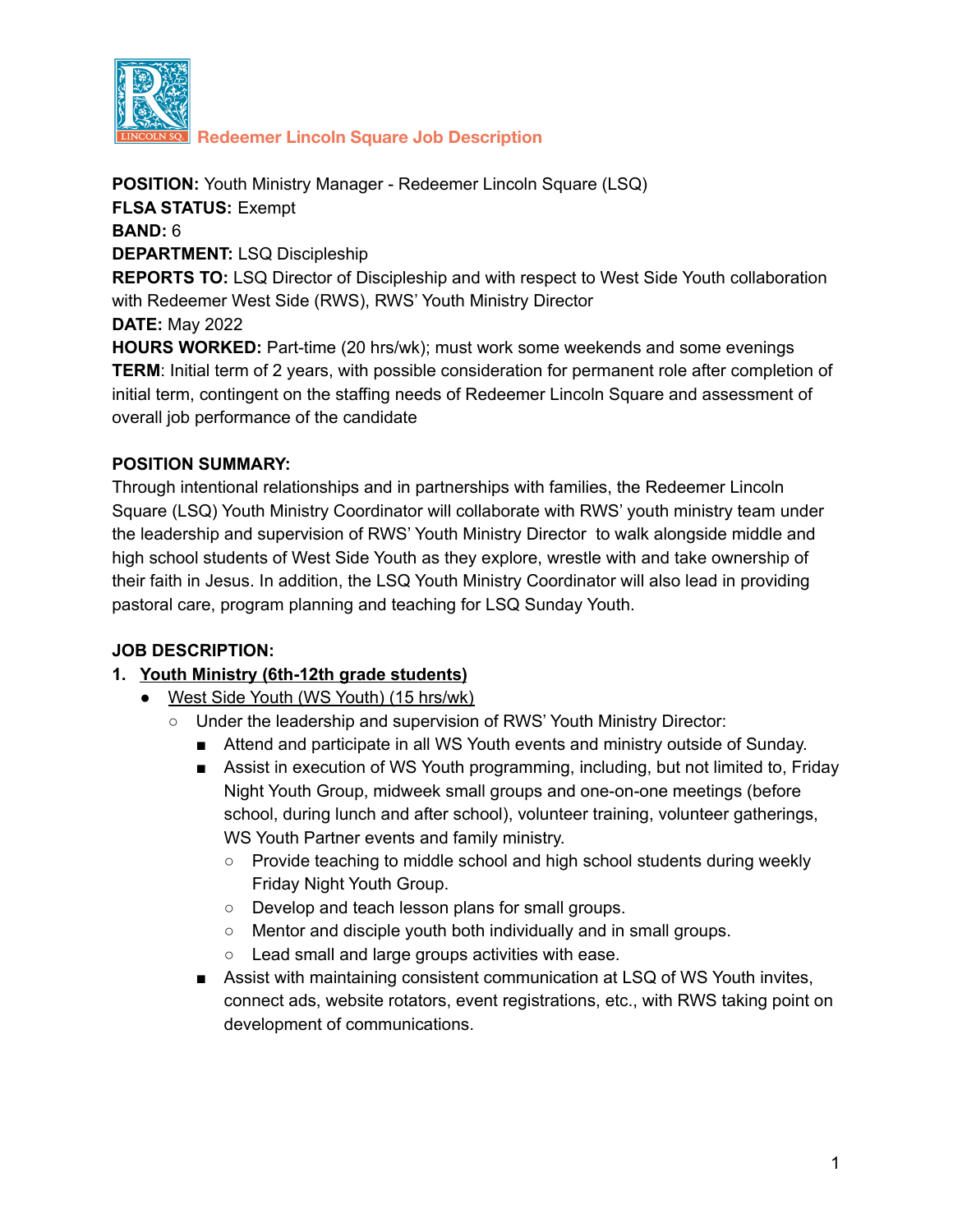**Redeemer Lincoln Square Job Description**

**POSITION:** Youth Ministry Manager - Redeemer Lincoln Square (LSQ)
**FLSA STATUS:** Exempt
**BAND:** 6
**DEPARTMENT:** LSQ Discipleship
**REPORTS TO:** LSQ Director of Discipleship and with respect to West Side Youth collaboration with Redeemer West Side (RWS), RWS' Youth Ministry Director
**DATE:** May 2022
**HOURS WORKED:** Part-time (20 hrs/wk); must work some weekends and some evenings
**TERM**: Initial term of 2 years, with possible consideration for permanent role after completion of initial term, contingent on the staffing needs of Redeemer Lincoln Square and assessment of overall job performance of the candidate

**POSITION SUMMARY:**
Through intentional relationships and in partnerships with families, the Redeemer Lincoln Square (LSQ) Youth Ministry Coordinator will collaborate with RWS' youth ministry team under the leadership and supervision of RWS' Youth Ministry Director to walk alongside middle and high school students of West Side Youth as they explore, wrestle with and take ownership of their faith in Jesus. In addition, the LSQ Youth Ministry Coordinator will also lead in providing pastoral care, program planning and teaching for LSQ Sunday Youth.

**JOB DESCRIPTION:**

1. <u>Youth Ministry (6th-12th grade students)</u>
   - <u>West Side Youth (WS Youth) (15 hrs/wk)</u>
     - Under the leadership and supervision of RWS' Youth Ministry Director:
       - Attend and participate in all WS Youth events and ministry outside of Sunday.
       - Assist in execution of WS Youth programming, including, but not limited to, Friday Night Youth Group, midweek small groups and one-on-one meetings (before school, during lunch and after school), volunteer training, volunteer gatherings, WS Youth Partner events and family ministry.
         - Provide teaching to middle school and high school students during weekly Friday Night Youth Group.
         - Develop and teach lesson plans for small groups.
         - Mentor and disciple youth both individually and in small groups.
         - Lead small and large groups activities with ease.
       - Assist with maintaining consistent communication at LSQ of WS Youth invites, connect ads, website rotators, event registrations, etc., with RWS taking point on development of communications.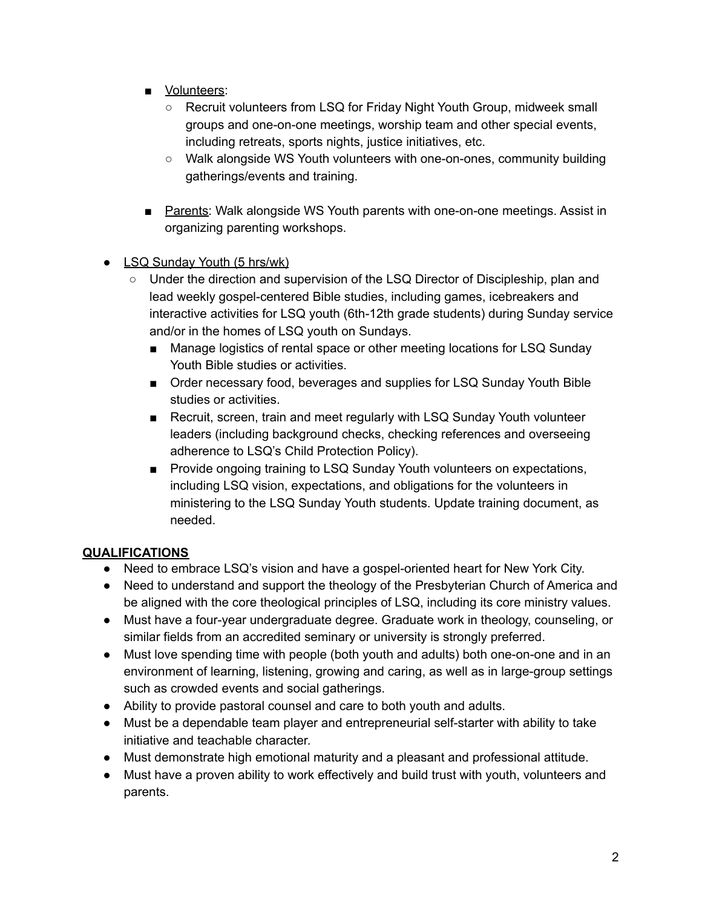- <u>Volunteers</u>:
            - Recruit volunteers from LSQ for Friday Night Youth Group, midweek small groups and one-on-one meetings, worship team and other special events, including retreats, sports nights, justice initiatives, etc.
            - Walk alongside WS Youth volunteers with one-on-ones, community building gatherings/events and training.

        - <u>Parents</u>: Walk alongside WS Youth parents with one-on-one meetings. Assist in organizing parenting workshops.

- <u>LSQ Sunday Youth (5 hrs/wk)</u>
    - Under the direction and supervision of the LSQ Director of Discipleship, plan and lead weekly gospel-centered Bible studies, including games, icebreakers and interactive activities for LSQ youth (6th-12th grade students) during Sunday service and/or in the homes of LSQ youth on Sundays.
        - Manage logistics of rental space or other meeting locations for LSQ Sunday Youth Bible studies or activities.
        - Order necessary food, beverages and supplies for LSQ Sunday Youth Bible studies or activities.
        - Recruit, screen, train and meet regularly with LSQ Sunday Youth volunteer leaders (including background checks, checking references and overseeing adherence to LSQ's Child Protection Policy).
        - Provide ongoing training to LSQ Sunday Youth volunteers on expectations, including LSQ vision, expectations, and obligations for the volunteers in ministering to the LSQ Sunday Youth students. Update training document, as needed.

**<u>QUALIFICATIONS</u>**

- Need to embrace LSQ's vision and have a gospel-oriented heart for New York City.
- Need to understand and support the theology of the Presbyterian Church of America and be aligned with the core theological principles of LSQ, including its core ministry values.
- Must have a four-year undergraduate degree. Graduate work in theology, counseling, or similar fields from an accredited seminary or university is strongly preferred.
- Must love spending time with people (both youth and adults) both one-on-one and in an environment of learning, listening, growing and caring, as well as in large-group settings such as crowded events and social gatherings.
- Ability to provide pastoral counsel and care to both youth and adults.
- Must be a dependable team player and entrepreneurial self-starter with ability to take initiative and teachable character.
- Must demonstrate high emotional maturity and a pleasant and professional attitude.
- Must have a proven ability to work effectively and build trust with youth, volunteers and parents.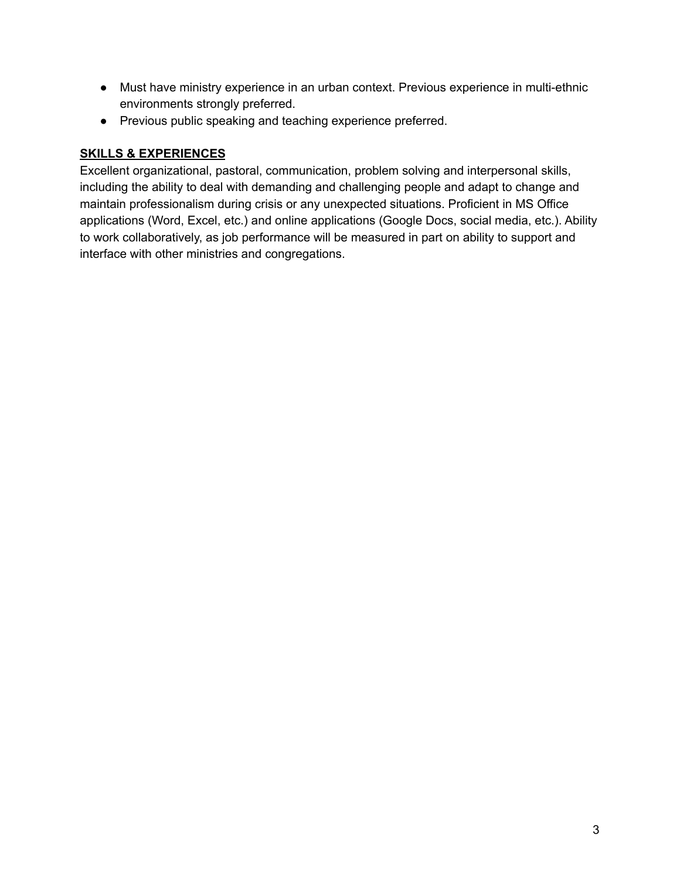- Must have ministry experience in an urban context. Previous experience in multi-ethnic environments strongly preferred.
- Previous public speaking and teaching experience preferred.

## SKILLS & EXPERIENCES

Excellent organizational, pastoral, communication, problem solving and interpersonal skills, including the ability to deal with demanding and challenging people and adapt to change and maintain professionalism during crisis or any unexpected situations. Proficient in MS Office applications (Word, Excel, etc.) and online applications (Google Docs, social media, etc.). Ability to work collaboratively, as job performance will be measured in part on ability to support and interface with other ministries and congregations.